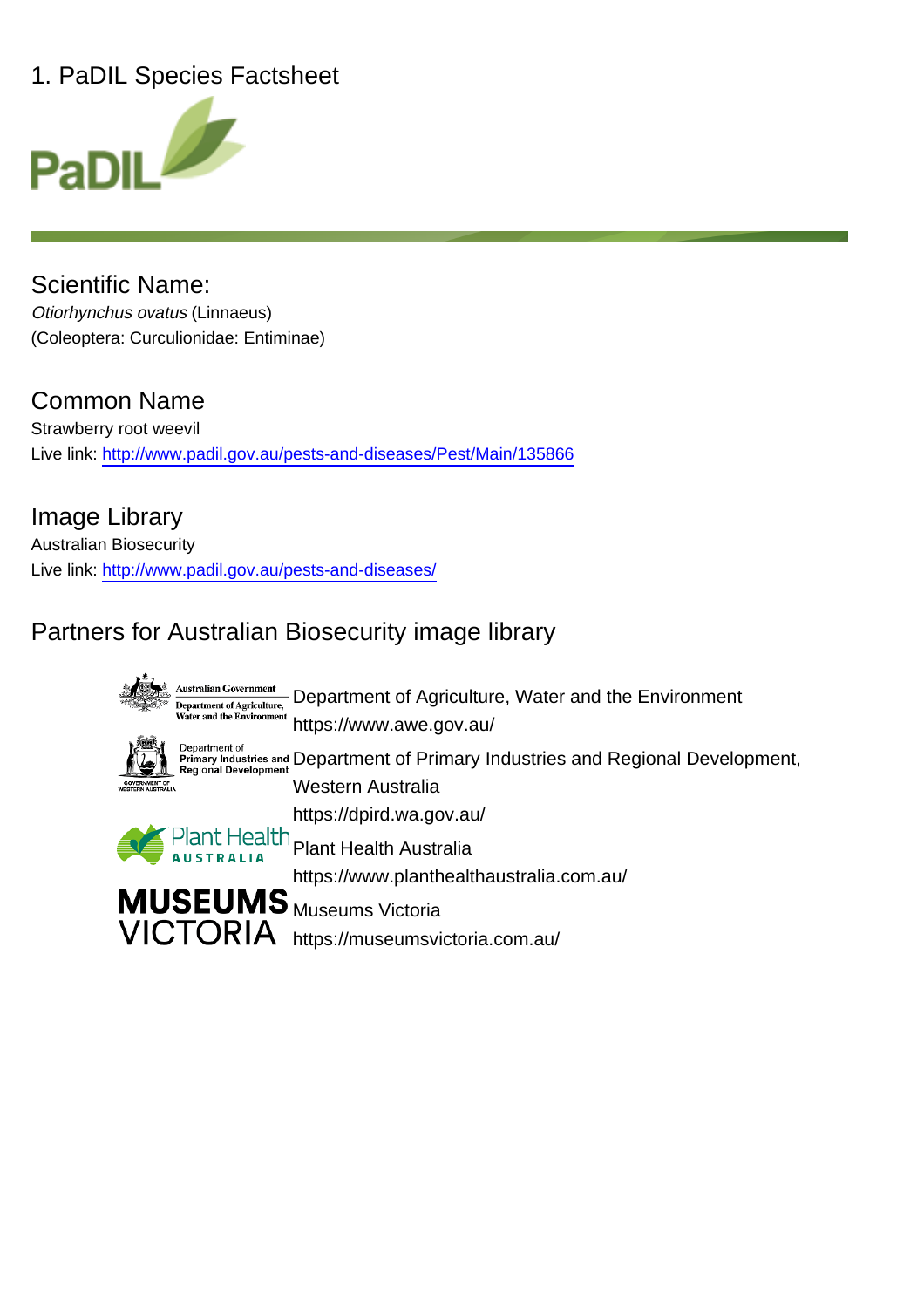# 1. PaDIL Species Factsheet

## Scientific Name:

*Otiorhynchus ovatus* (Linnaeus)
(Coleoptera: Curculionidae: Entiminae)

## Common Name

Strawberry root weevil
Live link: http://www.padil.gov.au/pests-and-diseases/Pest/Main/135866

## Image Library

Australian Biosecurity
Live link: http://www.padil.gov.au/pests-and-diseases/

## Partners for Australian Biosecurity image library

Department of Agriculture, Water and the Environment
https://www.awe.gov.au/

Department of Primary Industries and Regional Development, Western Australia
https://dpird.wa.gov.au/

Plant Health Australia
https://www.planthealthaustralia.com.au/

Museums Victoria
https://museumsvictoria.com.au/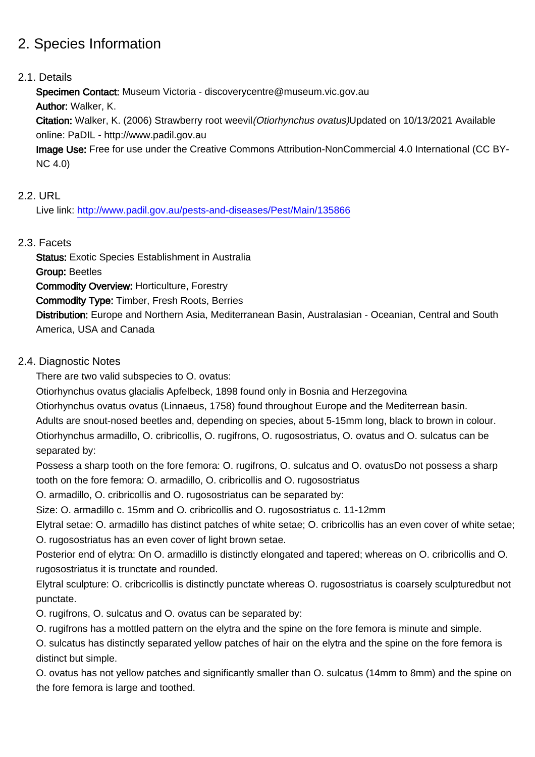# 2. Species Information

## 2.1. Details

**Specimen Contact:** Museum Victoria - discoverycentre@museum.vic.gov.au
**Author:** Walker, K.
**Citation:** Walker, K. (2006) Strawberry root weevil*(Otiorhynchus ovatus)*Updated on 10/13/2021 Available online: PaDIL - http://www.padil.gov.au
**Image Use:** Free for use under the Creative Commons Attribution-NonCommercial 4.0 International (CC BY-NC 4.0)

## 2.2. URL

Live link: [http://www.padil.gov.au/pests-and-diseases/Pest/Main/135866](http://www.padil.gov.au/pests-and-diseases/Pest/Main/135866)

## 2.3. Facets

**Status:** Exotic Species Establishment in Australia
**Group:** Beetles
**Commodity Overview:** Horticulture, Forestry
**Commodity Type:** Timber, Fresh Roots, Berries
**Distribution:** Europe and Northern Asia, Mediterranean Basin, Australasian - Oceanian, Central and South America, USA and Canada

## 2.4. Diagnostic Notes

There are two valid subspecies to O. ovatus:
Otiorhynchus ovatus glacialis Apfelbeck, 1898 found only in Bosnia and Herzegovina
Otiorhynchus ovatus ovatus (Linnaeus, 1758) found throughout Europe and the Mediterrean basin.
Adults are snout-nosed beetles and, depending on species, about 5-15mm long, black to brown in colour.
Otiorhynchus armadillo, O. cribricollis, O. rugifrons, O. rugosostriatus, O. ovatus and O. sulcatus can be separated by:
Possess a sharp tooth on the fore femora: O. rugifrons, O. sulcatus and O. ovatusDo not possess a sharp tooth on the fore femora: O. armadillo, O. cribricollis and O. rugosostriatus
O. armadillo, O. cribricollis and O. rugosostriatus can be separated by:
Size: O. armadillo c. 15mm and O. cribricollis and O. rugosostriatus c. 11-12mm
Elytral setae: O. armadillo has distinct patches of white setae; O. cribricollis has an even cover of white setae; O. rugosostriatus has an even cover of light brown setae.
Posterior end of elytra: On O. armadillo is distinctly elongated and tapered; whereas on O. cribricollis and O. rugosostriatus it is truncate and rounded.
Elytral sculpture: O. cribcricollis is distinctly punctate whereas O. rugosostriatus is coarsely sculpturedbut not punctate.
O. rugifrons, O. sulcatus and O. ovatus can be separated by:
O. rugifrons has a mottled pattern on the elytra and the spine on the fore femora is minute and simple.
O. sulcatus has distinctly separated yellow patches of hair on the elytra and the spine on the fore femora is distinct but simple.
O. ovatus has not yellow patches and significantly smaller than O. sulcatus (14mm to 8mm) and the spine on the fore femora is large and toothed.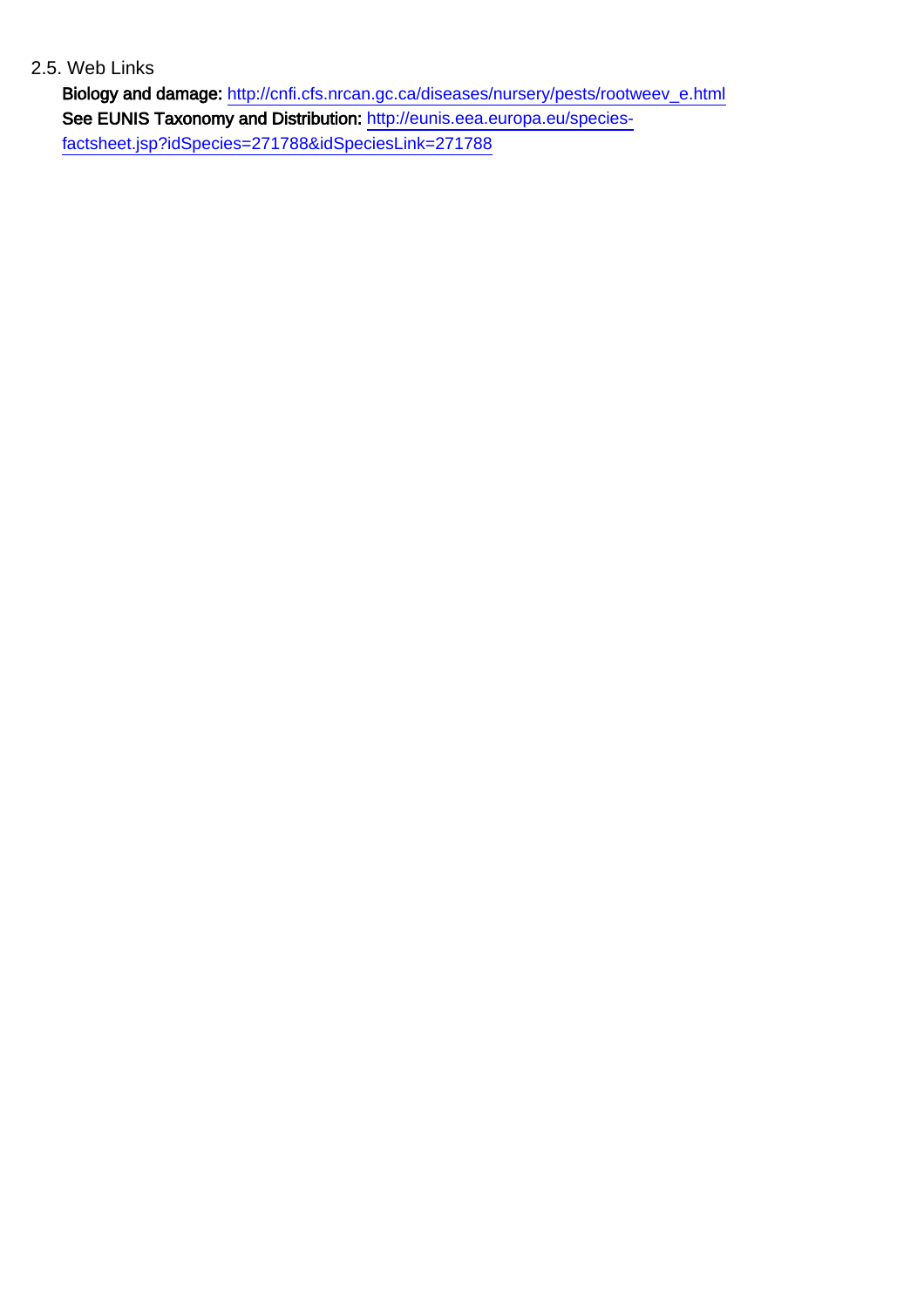### 2.5. Web Links

**Biology and damage:** http://cnfi.cfs.nrcan.gc.ca/diseases/nursery/pests/rootweev_e.html

**See EUNIS Taxonomy and Distribution:** http://eunis.eea.europa.eu/species-factsheet.jsp?idSpecies=271788&idSpeciesLink=271788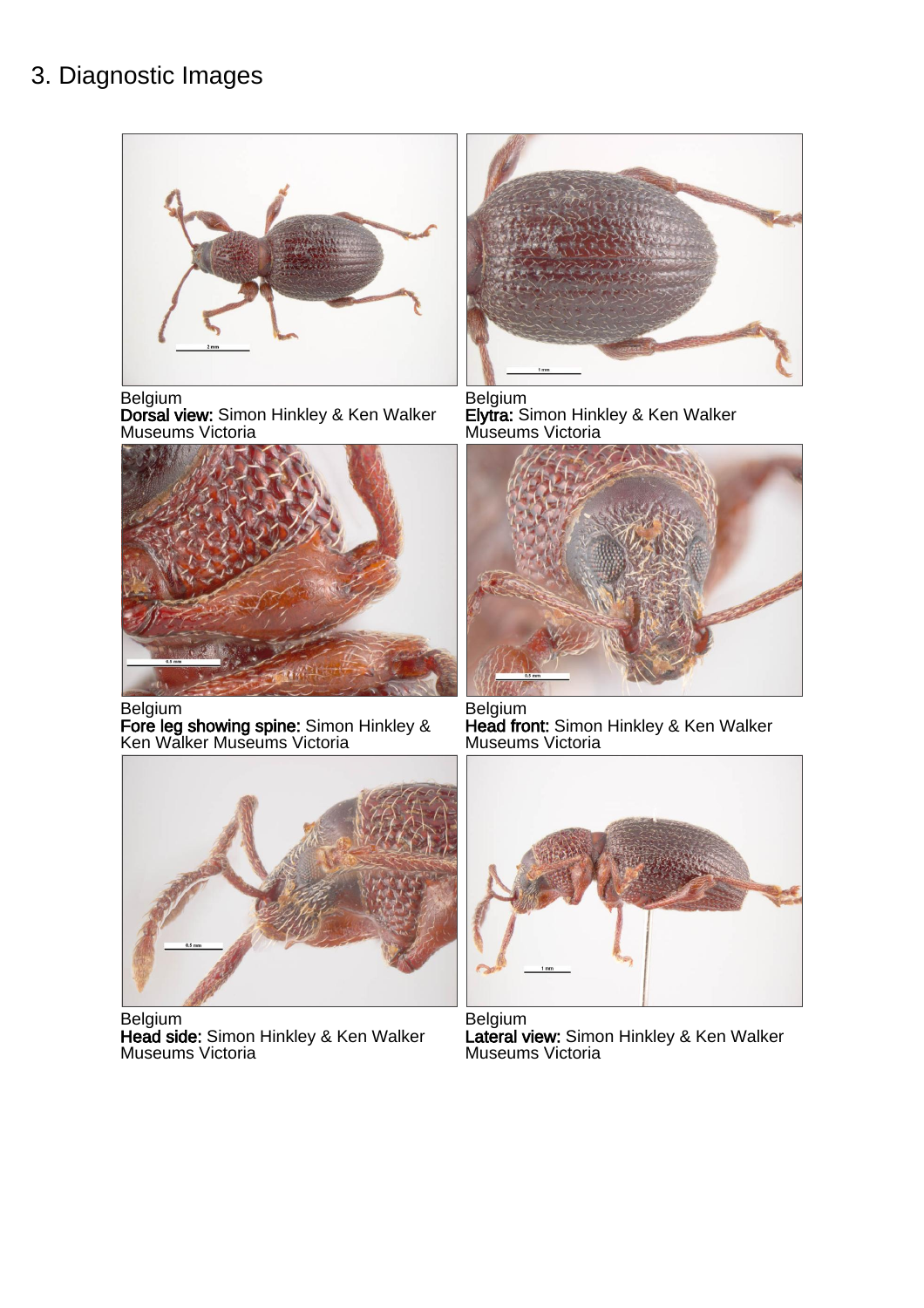# 3. Diagnostic Images

Belgium
**Dorsal view:** Simon Hinkley & Ken Walker Museums Victoria

Belgium
**Elytra:** Simon Hinkley & Ken Walker Museums Victoria

Belgium
**Fore leg showing spine:** Simon Hinkley & Ken Walker Museums Victoria

Belgium
**Head front:** Simon Hinkley & Ken Walker Museums Victoria

Belgium
**Head side:** Simon Hinkley & Ken Walker Museums Victoria

Belgium
**Lateral view:** Simon Hinkley & Ken Walker Museums Victoria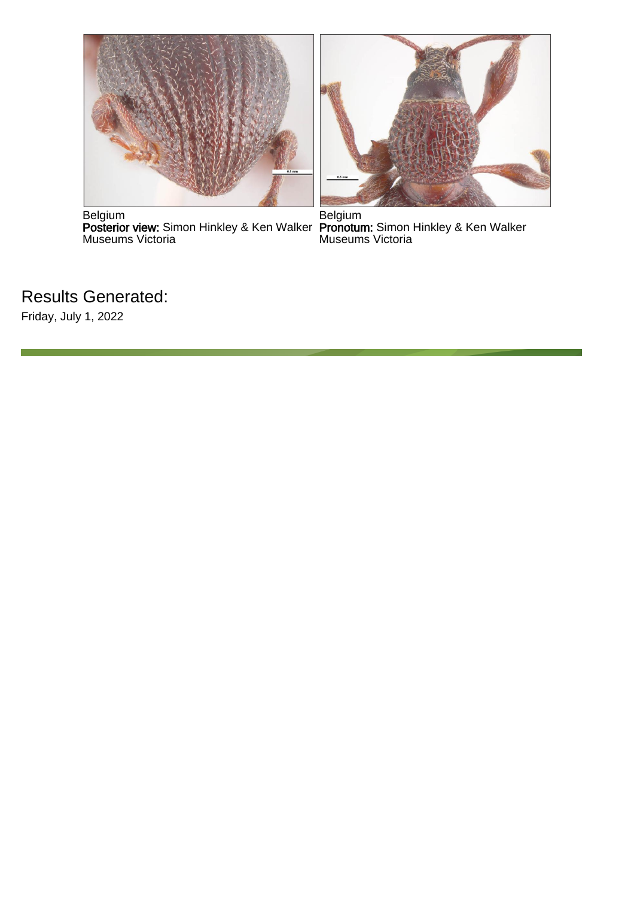Belgium
**Posterior view:** Simon Hinkley & Ken Walker
Museums Victoria

Belgium
**Pronotum:** Simon Hinkley & Ken Walker
Museums Victoria

## Results Generated:

Friday, July 1, 2022